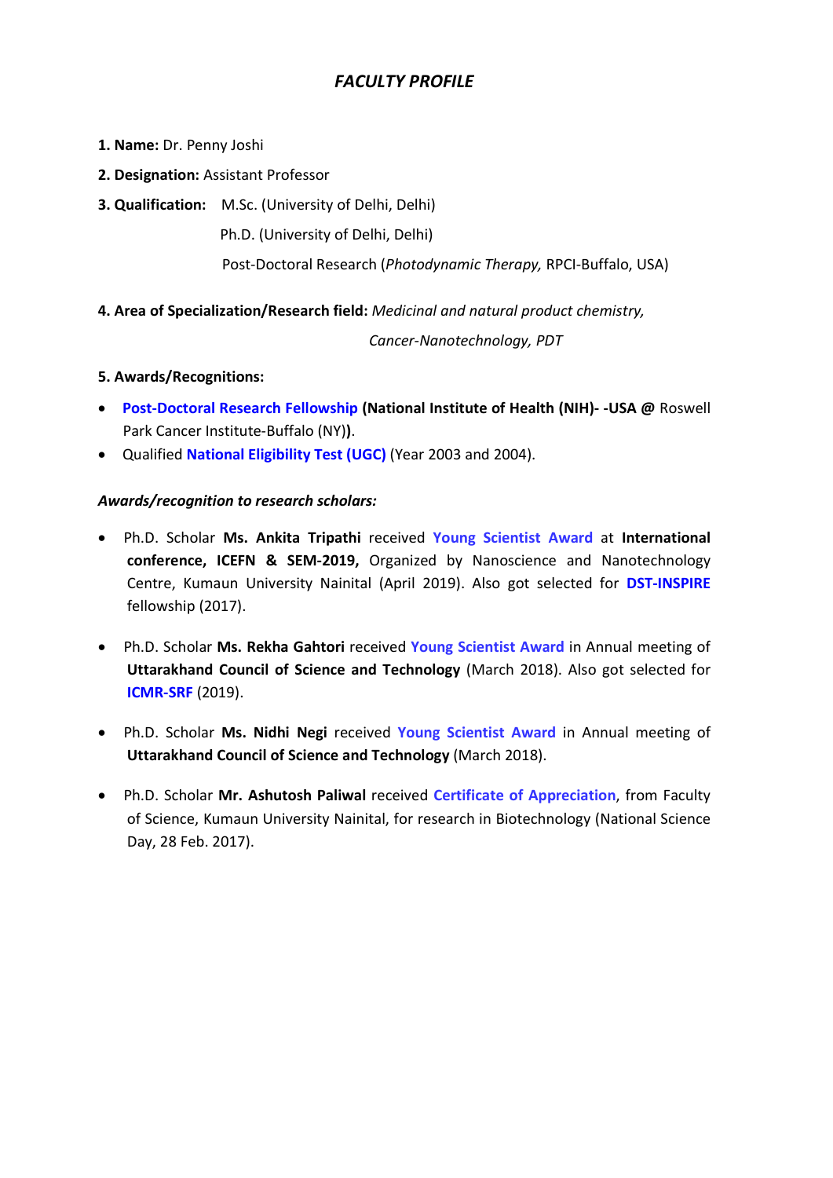# *FACULTY PROFILE*

**1. Name:** Dr. Penny Joshi

**2. Designation:** Assistant Professor

**3. Qualification:** M.Sc. (University of Delhi, Delhi)

Ph.D. (University of Delhi, Delhi)

Post-Doctoral Research (*Photodynamic Therapy,* RPCI-Buffalo, USA)

**4. Area of Specialization/Research field:** *Medicinal and natural product chemistry, Cancer-Nanotechnology, PDT*

**5. Awards/Recognitions:**

- **Post-Doctoral Research Fellowship (National Institute of Health (NIH)- -USA @** Roswell Park Cancer Institute-Buffalo (NY)**)**.
- Qualified **National Eligibility Test (UGC)** (Year 2003 and 2004).

***Awards/recognition to research scholars:***

- Ph.D. Scholar **Ms. Ankita Tripathi** received **Young Scientist Award** at **International conference, ICEFN & SEM-2019,** Organized by Nanoscience and Nanotechnology Centre, Kumaun University Nainital (April 2019). Also got selected for **DST-INSPIRE** fellowship (2017).

- Ph.D. Scholar **Ms. Rekha Gahtori** received **Young Scientist Award** in Annual meeting of **Uttarakhand Council of Science and Technology** (March 2018). Also got selected for **ICMR-SRF** (2019).

- Ph.D. Scholar **Ms. Nidhi Negi** received **Young Scientist Award** in Annual meeting of **Uttarakhand Council of Science and Technology** (March 2018).

- Ph.D. Scholar **Mr. Ashutosh Paliwal** received **Certificate of Appreciation**, from Faculty of Science, Kumaun University Nainital, for research in Biotechnology (National Science Day, 28 Feb. 2017).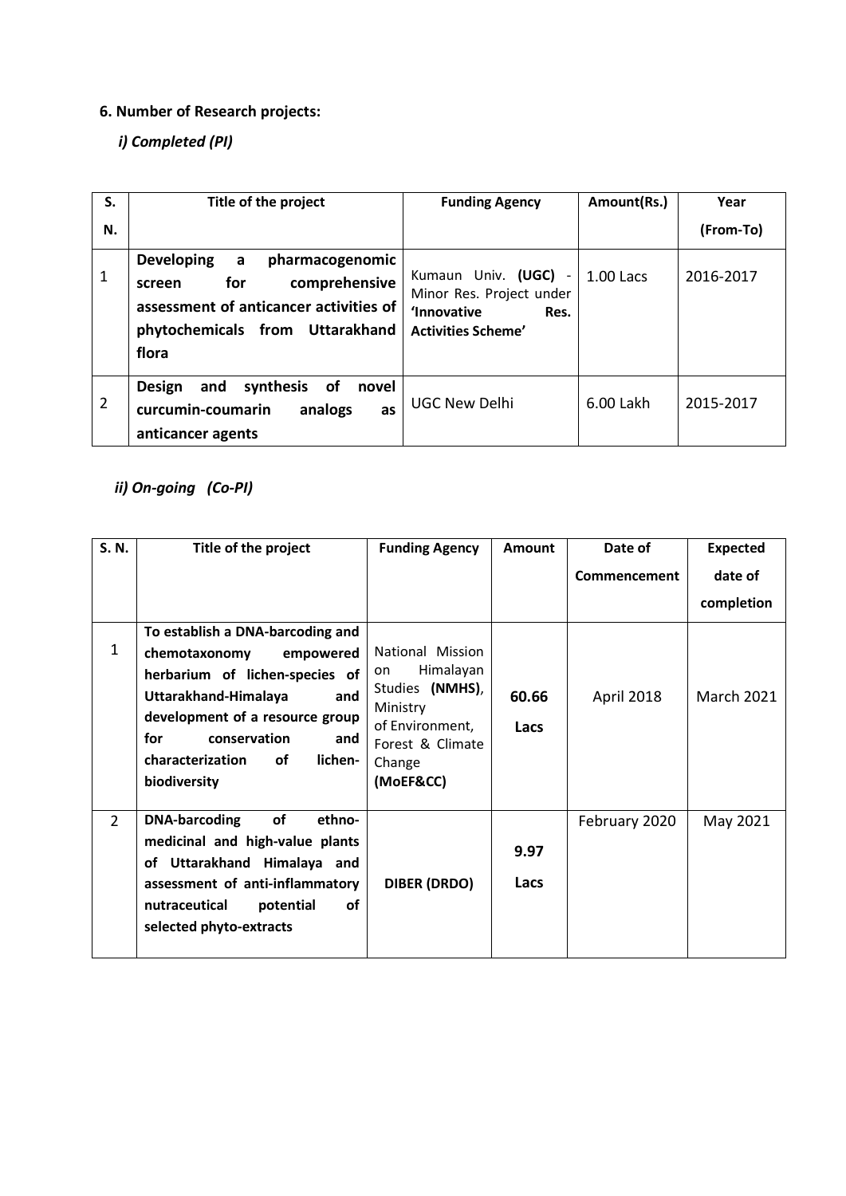**6. Number of Research projects:**

***i) Completed (PI)***

| S. N. | Title of the project | Funding Agency | Amount(Rs.) | Year (From-To) |
|---|---|---|---|---|
| 1 | **Developing a pharmacogenomic screen for comprehensive assessment of anticancer activities of phytochemicals from Uttarakhand flora** | Kumaun Univ. **(UGC)** - Minor Res. Project under **'Innovative Res. Activities Scheme'** | 1.00 Lacs | 2016-2017 |
| 2 | **Design and synthesis of novel curcumin-coumarin analogs as anticancer agents** | UGC New Delhi | 6.00 Lakh | 2015-2017 |

***ii) On-going (Co-PI)***

| S. N. | Title of the project | Funding Agency | Amount | Date of Commencement | Expected date of completion |
|---|---|---|---|---|---|
| 1 | **To establish a DNA-barcoding and chemotaxonomy empowered herbarium of lichen-species of Uttarakhand-Himalaya and development of a resource group for conservation and characterization of lichen-biodiversity** | National Mission on Himalayan Studies **(NMHS)**, Ministry of Environment, Forest & Climate Change **(MoEF&CC)** | **60.66 Lacs** | April 2018 | March 2021 |
| 2 | **DNA-barcoding of ethno-medicinal and high-value plants of Uttarakhand Himalaya and assessment of anti-inflammatory nutraceutical potential of selected phyto-extracts** | **DIBER (DRDO)** | **9.97 Lacs** | February 2020 | May 2021 |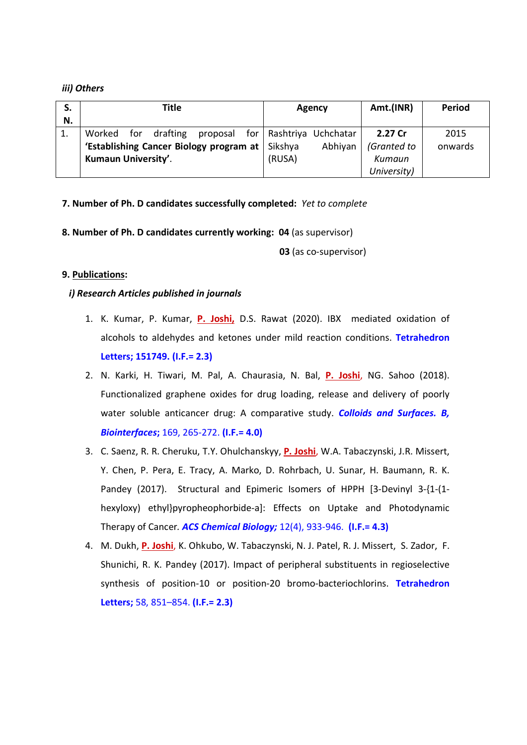*iii) Others*

| S. N. | Title | Agency | Amt.(INR) | Period |
|---|---|---|---|---|
| 1. | Worked for drafting proposal for **'Establishing Cancer Biology program at Kumaun University'**. | Rashtriya Uchchatar Sikshya Abhiyan (RUSA) | **2.27 Cr** *(Granted to Kumaun University)* | 2015 onwards |

**7. Number of Ph. D candidates successfully completed:** *Yet to complete*

**8. Number of Ph. D candidates currently working:** **04** (as supervisor)

**03** (as co-supervisor)

**9. Publications:**

***i) Research Articles published in journals***

1. K. Kumar, P. Kumar, **P. Joshi,** D.S. Rawat (2020). IBX mediated oxidation of alcohols to aldehydes and ketones under mild reaction conditions. **Tetrahedron Letters; 151749. (I.F.= 2.3)**
2. N. Karki, H. Tiwari, M. Pal, A. Chaurasia, N. Bal, **P. Joshi**, NG. Sahoo (2018). Functionalized graphene oxides for drug loading, release and delivery of poorly water soluble anticancer drug: A comparative study. ***Colloids and Surfaces. B, Biointerfaces***; 169, 265-272. **(I.F.= 4.0)**
3. C. Saenz, R. R. Cheruku, T.Y. Ohulchanskyy, **P. Joshi**, W.A. Tabaczynski, J.R. Missert, Y. Chen, P. Pera, E. Tracy, A. Marko, D. Rohrbach, U. Sunar, H. Baumann, R. K. Pandey (2017). Structural and Epimeric Isomers of HPPH [3-Devinyl 3-{1-(1-hexyloxy) ethyl}pyropheophorbide-a]: Effects on Uptake and Photodynamic Therapy of Cancer. ***ACS Chemical Biology;*** 12(4), 933-946. **(I.F.= 4.3)**
4. M. Dukh, **P. Joshi**, K. Ohkubo, W. Tabaczynski, N. J. Patel, R. J. Missert, S. Zador, F. Shunichi, R. K. Pandey (2017). Impact of peripheral substituents in regioselective synthesis of position-10 or position-20 bromo-bacteriochlorins. **Tetrahedron Letters;** 58, 851–854. **(I.F.= 2.3)**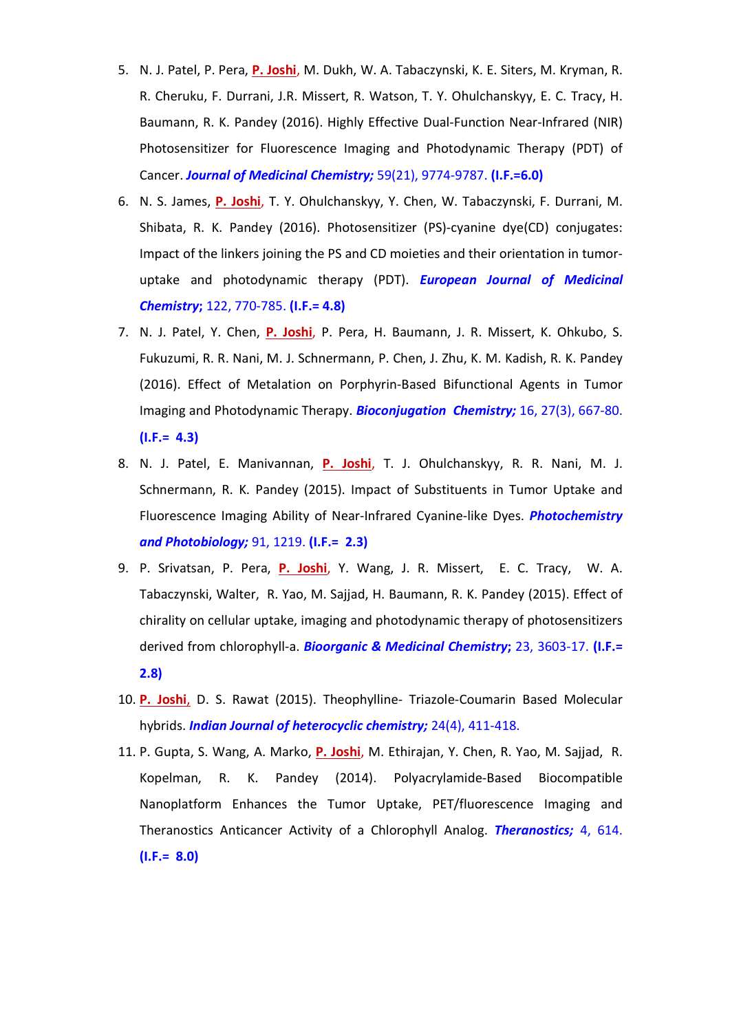5. N. J. Patel, P. Pera, **P. Joshi**, M. Dukh, W. A. Tabaczynski, K. E. Siters, M. Kryman, R. R. Cheruku, F. Durrani, J.R. Missert, R. Watson, T. Y. Ohulchanskyy, E. C. Tracy, H. Baumann, R. K. Pandey (2016). Highly Effective Dual-Function Near-Infrared (NIR) Photosensitizer for Fluorescence Imaging and Photodynamic Therapy (PDT) of Cancer. ***Journal of Medicinal Chemistry;*** 59(21), 9774-9787. **(I.F.=6.0)**

6. N. S. James, **P. Joshi**, T. Y. Ohulchanskyy, Y. Chen, W. Tabaczynski, F. Durrani, M. Shibata, R. K. Pandey (2016). Photosensitizer (PS)-cyanine dye(CD) conjugates: Impact of the linkers joining the PS and CD moieties and their orientation in tumor-uptake and photodynamic therapy (PDT). ***European Journal of Medicinal Chemistry*****;** 122, 770-785. **(I.F.= 4.8)**

7. N. J. Patel, Y. Chen, **P. Joshi**, P. Pera, H. Baumann, J. R. Missert, K. Ohkubo, S. Fukuzumi, R. R. Nani, M. J. Schnermann, P. Chen, J. Zhu, K. M. Kadish, R. K. Pandey (2016). Effect of Metalation on Porphyrin-Based Bifunctional Agents in Tumor Imaging and Photodynamic Therapy. ***Bioconjugation Chemistry;*** 16, 27(3), 667-80. **(I.F.= 4.3)**

8. N. J. Patel, E. Manivannan, **P. Joshi**, T. J. Ohulchanskyy, R. R. Nani, M. J. Schnermann, R. K. Pandey (2015). Impact of Substituents in Tumor Uptake and Fluorescence Imaging Ability of Near-Infrared Cyanine-like Dyes. ***Photochemistry and Photobiology;*** 91, 1219. **(I.F.= 2.3)**

9. P. Srivatsan, P. Pera, **P. Joshi**, Y. Wang, J. R. Missert, E. C. Tracy, W. A. Tabaczynski, Walter, R. Yao, M. Sajjad, H. Baumann, R. K. Pandey (2015). Effect of chirality on cellular uptake, imaging and photodynamic therapy of photosensitizers derived from chlorophyll-a. ***Bioorganic & Medicinal Chemistry*****;** 23, 3603-17. **(I.F.= 2.8)**

10. **P. Joshi**, D. S. Rawat (2015). Theophylline- Triazole-Coumarin Based Molecular hybrids. ***Indian Journal of heterocyclic chemistry;*** 24(4), 411-418.

11. P. Gupta, S. Wang, A. Marko, **P. Joshi**, M. Ethirajan, Y. Chen, R. Yao, M. Sajjad, R. Kopelman, R. K. Pandey (2014). Polyacrylamide-Based Biocompatible Nanoplatform Enhances the Tumor Uptake, PET/fluorescence Imaging and Theranostics Anticancer Activity of a Chlorophyll Analog. ***Theranostics;*** 4, 614. **(I.F.= 8.0)**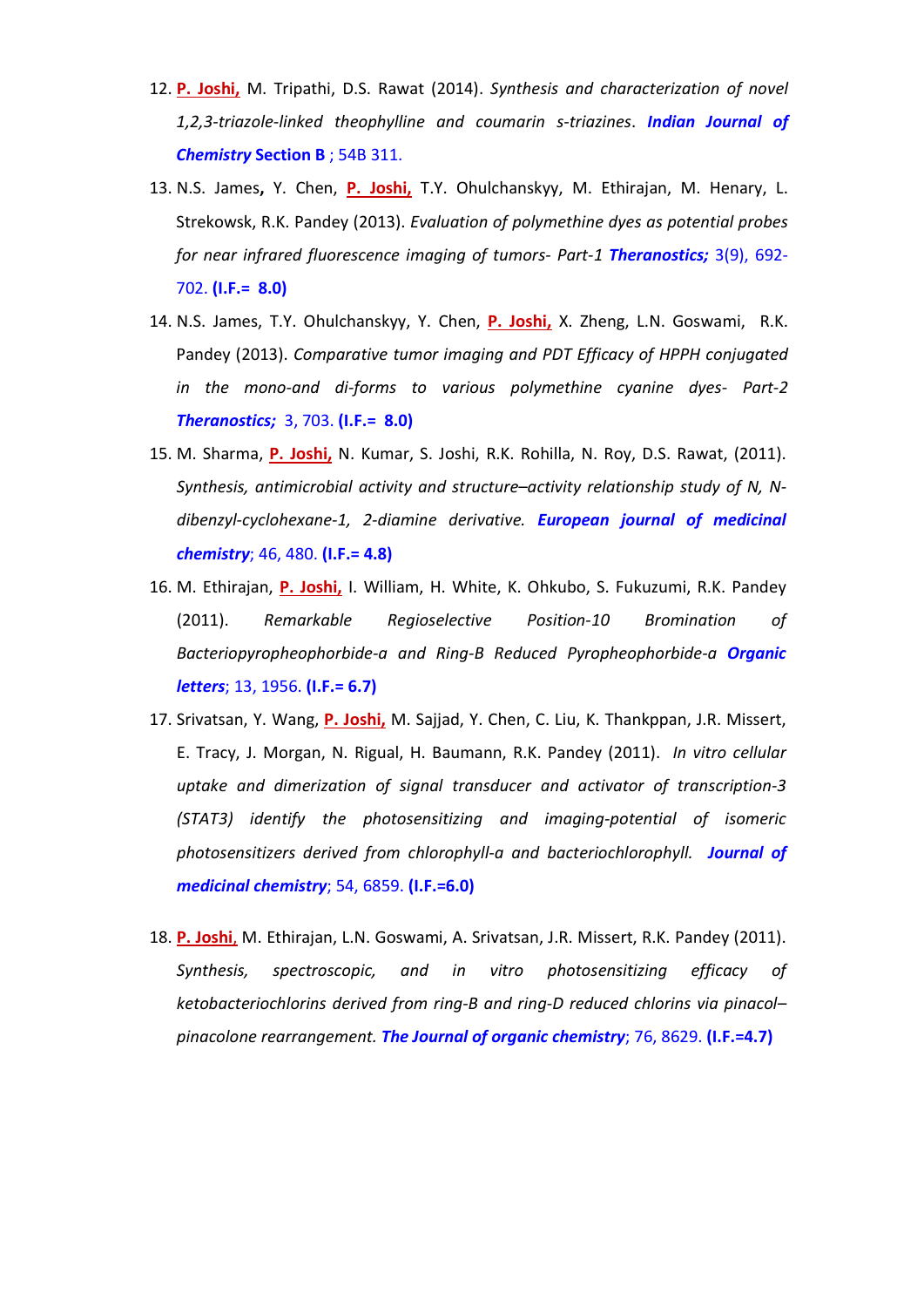12. **P. Joshi,** M. Tripathi, D.S. Rawat (2014). *Synthesis and characterization of novel 1,2,3-triazole-linked theophylline and coumarin s-triazines*. ***Indian Journal of Chemistry* Section B** ; 54B 311.

13. N.S. James**,** Y. Chen, **P. Joshi,** T.Y. Ohulchanskyy, M. Ethirajan, M. Henary, L. Strekowsk, R.K. Pandey (2013). *Evaluation of polymethine dyes as potential probes for near infrared fluorescence imaging of tumors- Part-1* ***Theranostics;*** 3(9), 692-702. **(I.F.= 8.0)**

14. N.S. James, T.Y. Ohulchanskyy, Y. Chen, **P. Joshi,** X. Zheng, L.N. Goswami, R.K. Pandey (2013). *Comparative tumor imaging and PDT Efficacy of HPPH conjugated in the mono-and di-forms to various polymethine cyanine dyes- Part-2* ***Theranostics;*** 3, 703. **(I.F.= 8.0)**

15. M. Sharma, **P. Joshi,** N. Kumar, S. Joshi, R.K. Rohilla, N. Roy, D.S. Rawat, (2011). *Synthesis, antimicrobial activity and structure–activity relationship study of N, N-dibenzyl-cyclohexane-1, 2-diamine derivative.* ***European journal of medicinal chemistry***; 46, 480. **(I.F.= 4.8)**

16. M. Ethirajan, **P. Joshi,** I. William, H. White, K. Ohkubo, S. Fukuzumi, R.K. Pandey (2011). *Remarkable Regioselective Position-10 Bromination of Bacteriopyropheophorbide-a and Ring-B Reduced Pyropheophorbide-a* ***Organic letters***; 13, 1956. **(I.F.= 6.7)**

17. Srivatsan, Y. Wang, **P. Joshi,** M. Sajjad, Y. Chen, C. Liu, K. Thankppan, J.R. Missert, E. Tracy, J. Morgan, N. Rigual, H. Baumann, R.K. Pandey (2011). *In vitro cellular uptake and dimerization of signal transducer and activator of transcription-3 (STAT3) identify the photosensitizing and imaging-potential of isomeric photosensitizers derived from chlorophyll-a and bacteriochlorophyll.* ***Journal of medicinal chemistry***; 54, 6859. **(I.F.=6.0)**

18. **P. Joshi,** M. Ethirajan, L.N. Goswami, A. Srivatsan, J.R. Missert, R.K. Pandey (2011). *Synthesis, spectroscopic, and in vitro photosensitizing efficacy of ketobacteriochlorins derived from ring-B and ring-D reduced chlorins via pinacol–pinacolone rearrangement.* ***The Journal of organic chemistry***; 76, 8629. **(I.F.=4.7)**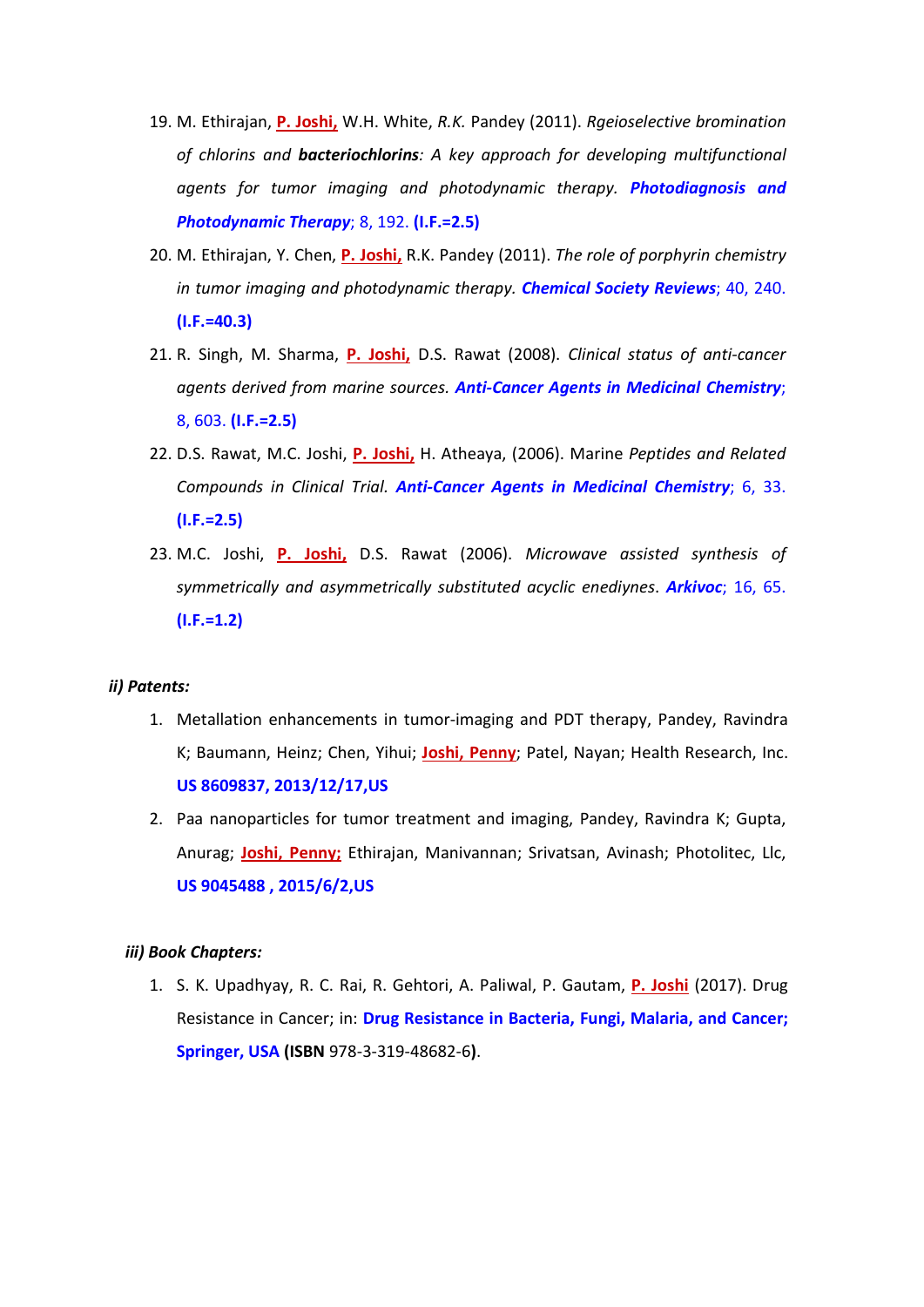19. M. Ethirajan, **P. Joshi,** W.H. White, *R.K.* Pandey (2011). *Rgeioselective bromination of chlorins and **bacteriochlorins**: A key approach for developing multifunctional agents for tumor imaging and photodynamic therapy.* ***Photodiagnosis and Photodynamic Therapy***; 8, 192. **(I.F.=2.5)**
20. M. Ethirajan, Y. Chen, **P. Joshi,** R.K. Pandey (2011). *The role of porphyrin chemistry in tumor imaging and photodynamic therapy.* ***Chemical Society Reviews***; 40, 240. **(I.F.=40.3)**
21. R. Singh, M. Sharma, **P. Joshi,** D.S. Rawat (2008). *Clinical status of anti-cancer agents derived from marine sources.* ***Anti-Cancer Agents in Medicinal Chemistry***; 8, 603. **(I.F.=2.5)**
22. D.S. Rawat, M.C. Joshi, **P. Joshi,** H. Atheaya, (2006). Marine *Peptides and Related Compounds in Clinical Trial.* ***Anti-Cancer Agents in Medicinal Chemistry***; 6, 33. **(I.F.=2.5)**
23. M.C. Joshi, **P. Joshi,** D.S. Rawat (2006). *Microwave assisted synthesis of symmetrically and asymmetrically substituted acyclic enediynes*. ***Arkivoc***; 16, 65. **(I.F.=1.2)**

***ii) Patents:***

1. Metallation enhancements in tumor-imaging and PDT therapy, Pandey, Ravindra K; Baumann, Heinz; Chen, Yihui; **Joshi, Penny**; Patel, Nayan; Health Research, Inc. **US 8609837, 2013/12/17,US**
2. Paa nanoparticles for tumor treatment and imaging, Pandey, Ravindra K; Gupta, Anurag; **Joshi, Penny;** Ethirajan, Manivannan; Srivatsan, Avinash; Photolitec, Llc, **US 9045488 , 2015/6/2,US**

***iii) Book Chapters:***

1. S. K. Upadhyay, R. C. Rai, R. Gehtori, A. Paliwal, P. Gautam, **P. Joshi** (2017). Drug Resistance in Cancer; in: **Drug Resistance in Bacteria, Fungi, Malaria, and Cancer; Springer, USA** (**ISBN** 978-3-319-48682-6**)**.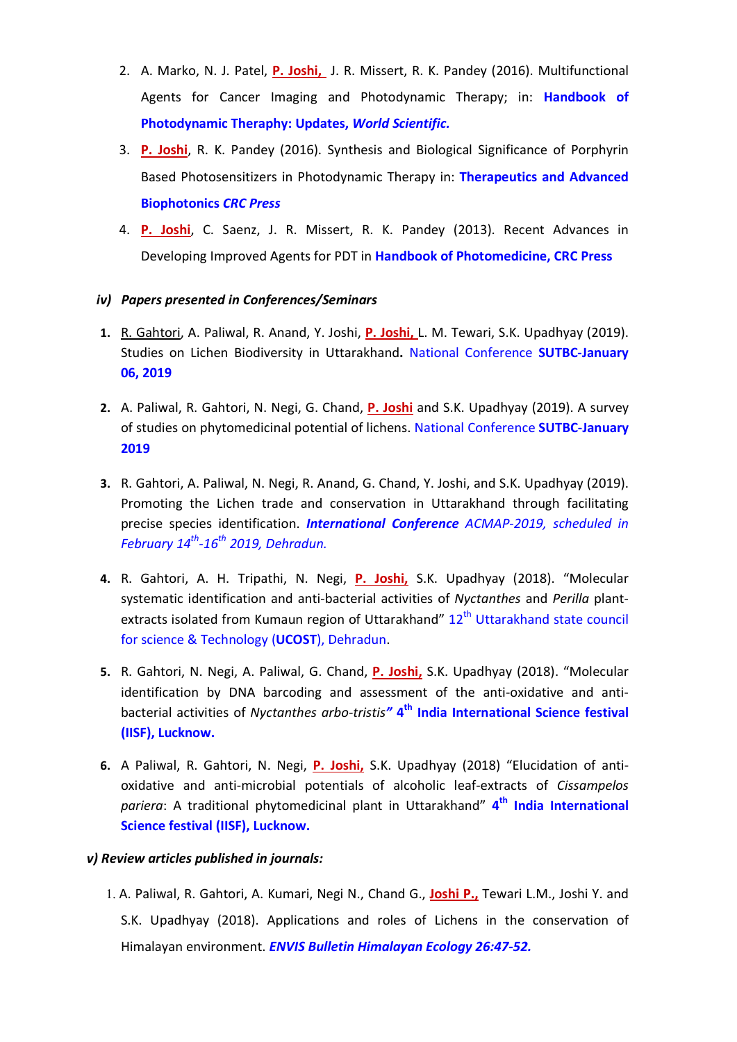2. A. Marko, N. J. Patel, **P. Joshi,** J. R. Missert, R. K. Pandey (2016). Multifunctional Agents for Cancer Imaging and Photodynamic Therapy; in: **Handbook of Photodynamic Theraphy: Updates, *World Scientific.***
3. **P. Joshi**, R. K. Pandey (2016). Synthesis and Biological Significance of Porphyrin Based Photosensitizers in Photodynamic Therapy in: **Therapeutics and Advanced Biophotonics *CRC Press***
4. **P. Joshi**, C. Saenz, J. R. Missert, R. K. Pandey (2013). Recent Advances in Developing Improved Agents for PDT in **Handbook of Photomedicine, CRC Press**

### *iv) Papers presented in Conferences/Seminars*

1. R. Gahtori, A. Paliwal, R. Anand, Y. Joshi, **P. Joshi,** L. M. Tewari, S.K. Upadhyay (2019). Studies on Lichen Biodiversity in Uttarakhand**.** National Conference **SUTBC-January 06, 2019**
2. A. Paliwal, R. Gahtori, N. Negi, G. Chand, **P. Joshi** and S.K. Upadhyay (2019). A survey of studies on phytomedicinal potential of lichens. National Conference **SUTBC-January 2019**
3. R. Gahtori, A. Paliwal, N. Negi, R. Anand, G. Chand, Y. Joshi, and S.K. Upadhyay (2019). Promoting the Lichen trade and conservation in Uttarakhand through facilitating precise species identification. ***International Conference*** *ACMAP-2019, scheduled in February 14th-16th 2019, Dehradun.*
4. R. Gahtori, A. H. Tripathi, N. Negi, **P. Joshi,** S.K. Upadhyay (2018). "Molecular systematic identification and anti-bacterial activities of *Nyctanthes* and *Perilla* plant-extracts isolated from Kumaun region of Uttarakhand" 12th Uttarakhand state council for science & Technology (**UCOST**), Dehradun.
5. R. Gahtori, N. Negi, A. Paliwal, G. Chand, **P. Joshi,** S.K. Upadhyay (2018). "Molecular identification by DNA barcoding and assessment of the anti-oxidative and anti-bacterial activities of *Nyctanthes arbo-tristis"* **4th India International Science festival (IISF), Lucknow.**
6. A Paliwal, R. Gahtori, N. Negi, **P. Joshi,** S.K. Upadhyay (2018) "Elucidation of anti-oxidative and anti-microbial potentials of alcoholic leaf-extracts of *Cissampelos pariera*: A traditional phytomedicinal plant in Uttarakhand" **4th India International Science festival (IISF), Lucknow.**

### *v) Review articles published in journals:*

1. A. Paliwal, R. Gahtori, A. Kumari, Negi N., Chand G., **Joshi P.,** Tewari L.M., Joshi Y. and S.K. Upadhyay (2018). Applications and roles of Lichens in the conservation of Himalayan environment. ***ENVIS Bulletin Himalayan Ecology 26:47-52.***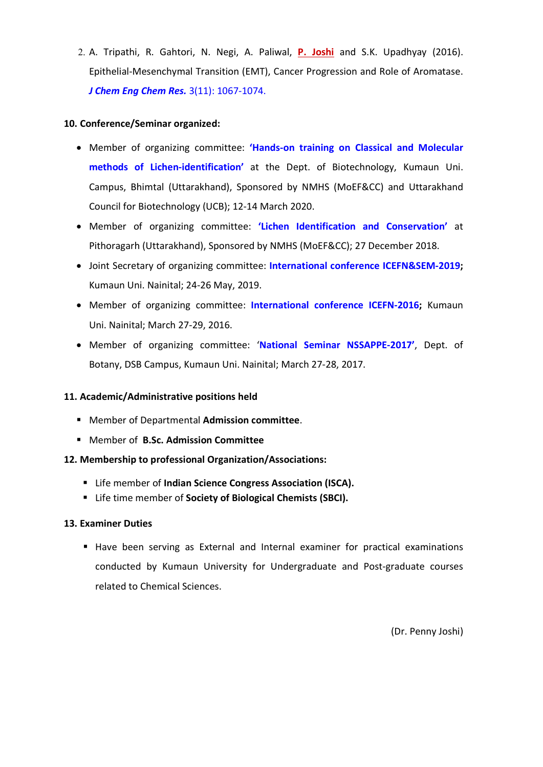2. A. Tripathi, R. Gahtori, N. Negi, A. Paliwal, **P. Joshi** and S.K. Upadhyay (2016). Epithelial-Mesenchymal Transition (EMT), Cancer Progression and Role of Aromatase. ***J Chem Eng Chem Res.*** 3(11): 1067-1074.

**10. Conference/Seminar organized:**

- Member of organizing committee: **'Hands-on training on Classical and Molecular methods of Lichen-identification'** at the Dept. of Biotechnology, Kumaun Uni. Campus, Bhimtal (Uttarakhand), Sponsored by NMHS (MoEF&CC) and Uttarakhand Council for Biotechnology (UCB); 12-14 March 2020.
- Member of organizing committee: **'Lichen Identification and Conservation'** at Pithoragarh (Uttarakhand), Sponsored by NMHS (MoEF&CC); 27 December 2018.
- Joint Secretary of organizing committee: **International conference ICEFN&SEM-2019;** Kumaun Uni. Nainital; 24-26 May, 2019.
- Member of organizing committee: **International conference ICEFN-2016;** Kumaun Uni. Nainital; March 27-29, 2016.
- Member of organizing committee: '**National Seminar NSSAPPE-2017'**, Dept. of Botany, DSB Campus, Kumaun Uni. Nainital; March 27-28, 2017.

**11. Academic/Administrative positions held**

- Member of Departmental **Admission committee**.
- Member of **B.Sc. Admission Committee**

**12. Membership to professional Organization/Associations:**

- Life member of **Indian Science Congress Association (ISCA).**
- Life time member of **Society of Biological Chemists (SBCI).**

**13. Examiner Duties**

- Have been serving as External and Internal examiner for practical examinations conducted by Kumaun University for Undergraduate and Post-graduate courses related to Chemical Sciences.

(Dr. Penny Joshi)